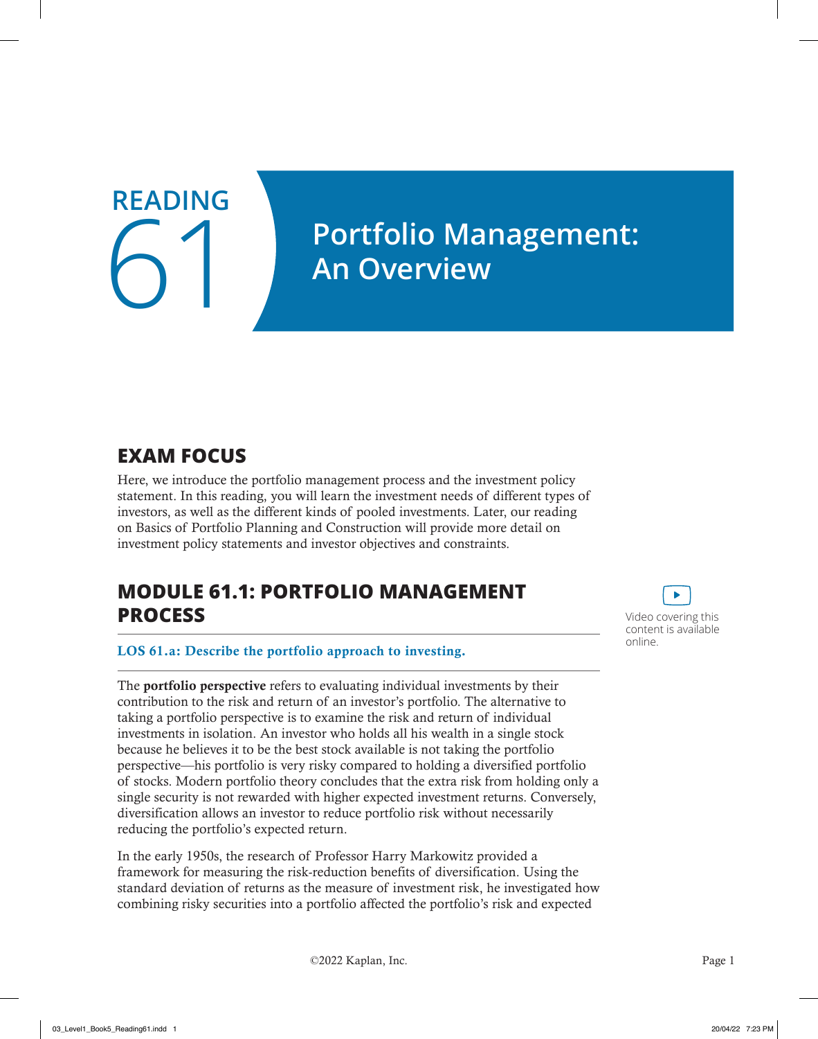# READING 61

# Portfolio Management: An Overview

## EXAM FOCUS

Here, we introduce the portfolio management process and the investment policy statement. In this reading, you will learn the investment needs of different types of investors, as well as the different kinds of pooled investments. Later, our reading on Basics of Portfolio Planning and Construction will provide more detail on investment policy statements and investor objectives and constraints.

## MODULE 61.1: PORTFOLIO MANAGEMENT PROCESS

Video covering this content is available online.

**LOS 61.a: Describe the portfolio approach to investing.**

The **portfolio perspective** refers to evaluating individual investments by their contribution to the risk and return of an investor's portfolio. The alternative to taking a portfolio perspective is to examine the risk and return of individual investments in isolation. An investor who holds all his wealth in a single stock because he believes it to be the best stock available is not taking the portfolio perspective—his portfolio is very risky compared to holding a diversified portfolio of stocks. Modern portfolio theory concludes that the extra risk from holding only a single security is not rewarded with higher expected investment returns. Conversely, diversification allows an investor to reduce portfolio risk without necessarily reducing the portfolio's expected return.

In the early 1950s, the research of Professor Harry Markowitz provided a framework for measuring the risk-reduction benefits of diversification. Using the standard deviation of returns as the measure of investment risk, he investigated how combining risky securities into a portfolio affected the portfolio's risk and expected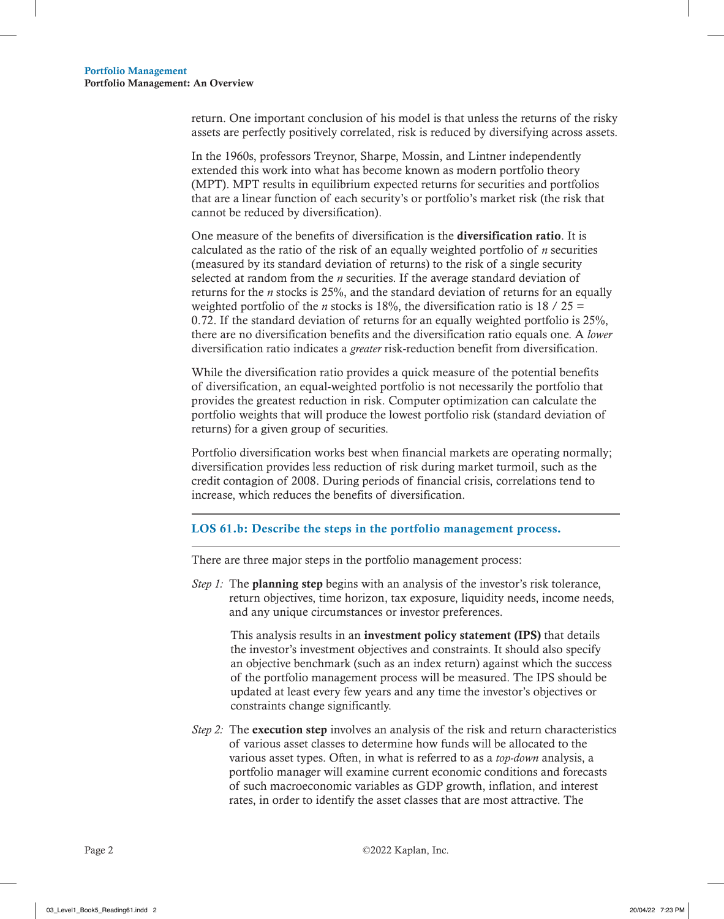return. One important conclusion of his model is that unless the returns of the risky assets are perfectly positively correlated, risk is reduced by diversifying across assets.

In the 1960s, professors Treynor, Sharpe, Mossin, and Lintner independently extended this work into what has become known as modern portfolio theory (MPT). MPT results in equilibrium expected returns for securities and portfolios that are a linear function of each security's or portfolio's market risk (the risk that cannot be reduced by diversification).

One measure of the benefits of diversification is the **diversification ratio**. It is calculated as the ratio of the risk of an equally weighted portfolio of *n* securities (measured by its standard deviation of returns) to the risk of a single security selected at random from the *n* securities. If the average standard deviation of returns for the *n* stocks is 25%, and the standard deviation of returns for an equally weighted portfolio of the *n* stocks is 18%, the diversification ratio is 18 / 25 = 0.72. If the standard deviation of returns for an equally weighted portfolio is 25%, there are no diversification benefits and the diversification ratio equals one. A *lower* diversification ratio indicates a *greater* risk-reduction benefit from diversification.

While the diversification ratio provides a quick measure of the potential benefits of diversification, an equal-weighted portfolio is not necessarily the portfolio that provides the greatest reduction in risk. Computer optimization can calculate the portfolio weights that will produce the lowest portfolio risk (standard deviation of returns) for a given group of securities.

Portfolio diversification works best when financial markets are operating normally; diversification provides less reduction of risk during market turmoil, such as the credit contagion of 2008. During periods of financial crisis, correlations tend to increase, which reduces the benefits of diversification.

## LOS 61.b: Describe the steps in the portfolio management process.

There are three major steps in the portfolio management process:

*Step 1:* The **planning step** begins with an analysis of the investor's risk tolerance, return objectives, time horizon, tax exposure, liquidity needs, income needs, and any unique circumstances or investor preferences.

This analysis results in an **investment policy statement (IPS)** that details the investor's investment objectives and constraints. It should also specify an objective benchmark (such as an index return) against which the success of the portfolio management process will be measured. The IPS should be updated at least every few years and any time the investor's objectives or constraints change significantly.

*Step 2:* The **execution step** involves an analysis of the risk and return characteristics of various asset classes to determine how funds will be allocated to the various asset types. Often, in what is referred to as a *top-down* analysis, a portfolio manager will examine current economic conditions and forecasts of such macroeconomic variables as GDP growth, inflation, and interest rates, in order to identify the asset classes that are most attractive. The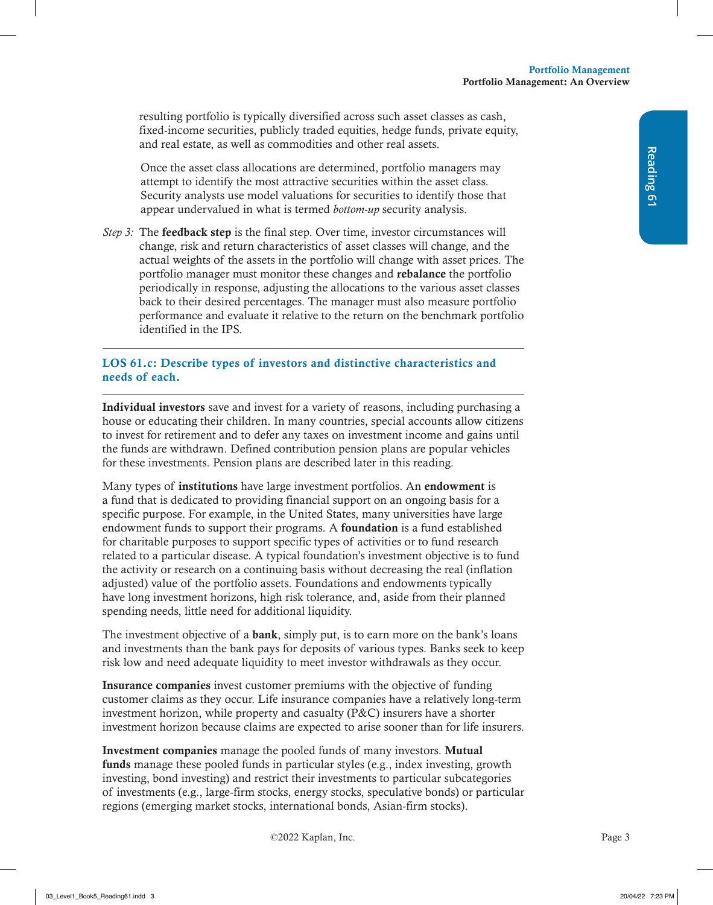resulting portfolio is typically diversified across such asset classes as cash, fixed-income securities, publicly traded equities, hedge funds, private equity, and real estate, as well as commodities and other real assets.

Once the asset class allocations are determined, portfolio managers may attempt to identify the most attractive securities within the asset class. Security analysts use model valuations for securities to identify those that appear undervalued in what is termed *bottom-up* security analysis.

*Step 3:* The **feedback step** is the final step. Over time, investor circumstances will change, risk and return characteristics of asset classes will change, and the actual weights of the assets in the portfolio will change with asset prices. The portfolio manager must monitor these changes and **rebalance** the portfolio periodically in response, adjusting the allocations to the various asset classes back to their desired percentages. The manager must also measure portfolio performance and evaluate it relative to the return on the benchmark portfolio identified in the IPS.

## LOS 61.c: Describe types of investors and distinctive characteristics and needs of each.

**Individual investors** save and invest for a variety of reasons, including purchasing a house or educating their children. In many countries, special accounts allow citizens to invest for retirement and to defer any taxes on investment income and gains until the funds are withdrawn. Defined contribution pension plans are popular vehicles for these investments. Pension plans are described later in this reading.

Many types of **institutions** have large investment portfolios. An **endowment** is a fund that is dedicated to providing financial support on an ongoing basis for a specific purpose. For example, in the United States, many universities have large endowment funds to support their programs. A **foundation** is a fund established for charitable purposes to support specific types of activities or to fund research related to a particular disease. A typical foundation's investment objective is to fund the activity or research on a continuing basis without decreasing the real (inflation adjusted) value of the portfolio assets. Foundations and endowments typically have long investment horizons, high risk tolerance, and, aside from their planned spending needs, little need for additional liquidity.

The investment objective of a **bank**, simply put, is to earn more on the bank's loans and investments than the bank pays for deposits of various types. Banks seek to keep risk low and need adequate liquidity to meet investor withdrawals as they occur.

**Insurance companies** invest customer premiums with the objective of funding customer claims as they occur. Life insurance companies have a relatively long-term investment horizon, while property and casualty (P&C) insurers have a shorter investment horizon because claims are expected to arise sooner than for life insurers.

**Investment companies** manage the pooled funds of many investors. **Mutual funds** manage these pooled funds in particular styles (e.g., index investing, growth investing, bond investing) and restrict their investments to particular subcategories of investments (e.g., large-firm stocks, energy stocks, speculative bonds) or particular regions (emerging market stocks, international bonds, Asian-firm stocks).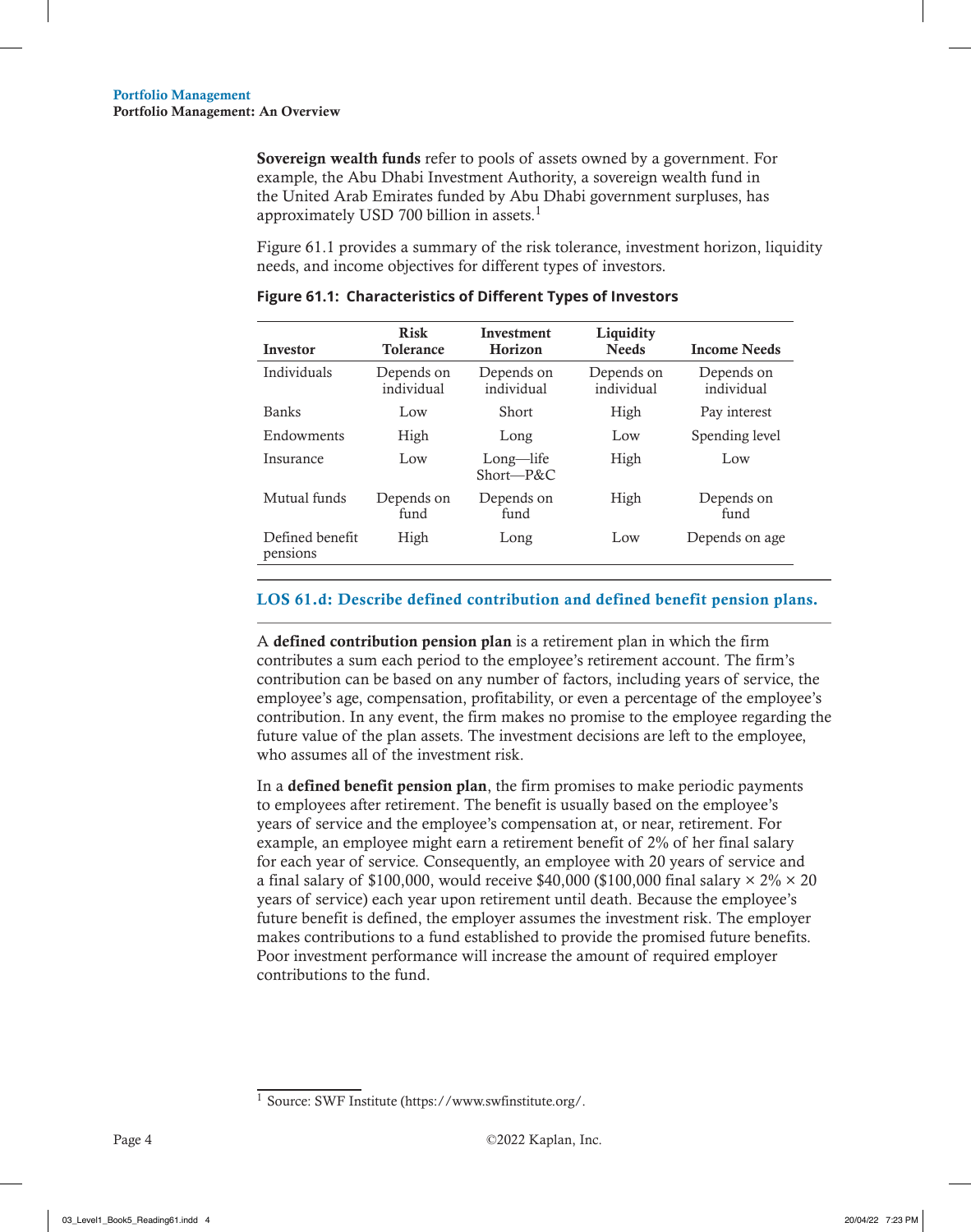**Sovereign wealth funds** refer to pools of assets owned by a government. For example, the Abu Dhabi Investment Authority, a sovereign wealth fund in the United Arab Emirates funded by Abu Dhabi government surpluses, has approximately USD 700 billion in assets.[1]

Figure 61.1 provides a summary of the risk tolerance, investment horizon, liquidity needs, and income objectives for different types of investors.

**Figure 61.1: Characteristics of Different Types of Investors**

| Investor | Risk Tolerance | Investment Horizon | Liquidity Needs | Income Needs |
|---|---|---|---|---|
| Individuals | Depends on individual | Depends on individual | Depends on individual | Depends on individual |
| Banks | Low | Short | High | Pay interest |
| Endowments | High | Long | Low | Spending level |
| Insurance | Low | Long—life Short—P&C | High | Low |
| Mutual funds | Depends on fund | Depends on fund | High | Depends on fund |
| Defined benefit pensions | High | Long | Low | Depends on age |

## LOS 61.d: Describe defined contribution and defined benefit pension plans.

A **defined contribution pension plan** is a retirement plan in which the firm contributes a sum each period to the employee's retirement account. The firm's contribution can be based on any number of factors, including years of service, the employee's age, compensation, profitability, or even a percentage of the employee's contribution. In any event, the firm makes no promise to the employee regarding the future value of the plan assets. The investment decisions are left to the employee, who assumes all of the investment risk.

In a **defined benefit pension plan**, the firm promises to make periodic payments to employees after retirement. The benefit is usually based on the employee's years of service and the employee's compensation at, or near, retirement. For example, an employee might earn a retirement benefit of 2% of her final salary for each year of service. Consequently, an employee with 20 years of service and a final salary of \$100,000, would receive \$40,000 (\$100,000 final salary × 2% × 20 years of service) each year upon retirement until death. Because the employee's future benefit is defined, the employer assumes the investment risk. The employer makes contributions to a fund established to provide the promised future benefits. Poor investment performance will increase the amount of required employer contributions to the fund.

---

[1] Source: SWF Institute (https://www.swfinstitute.org/.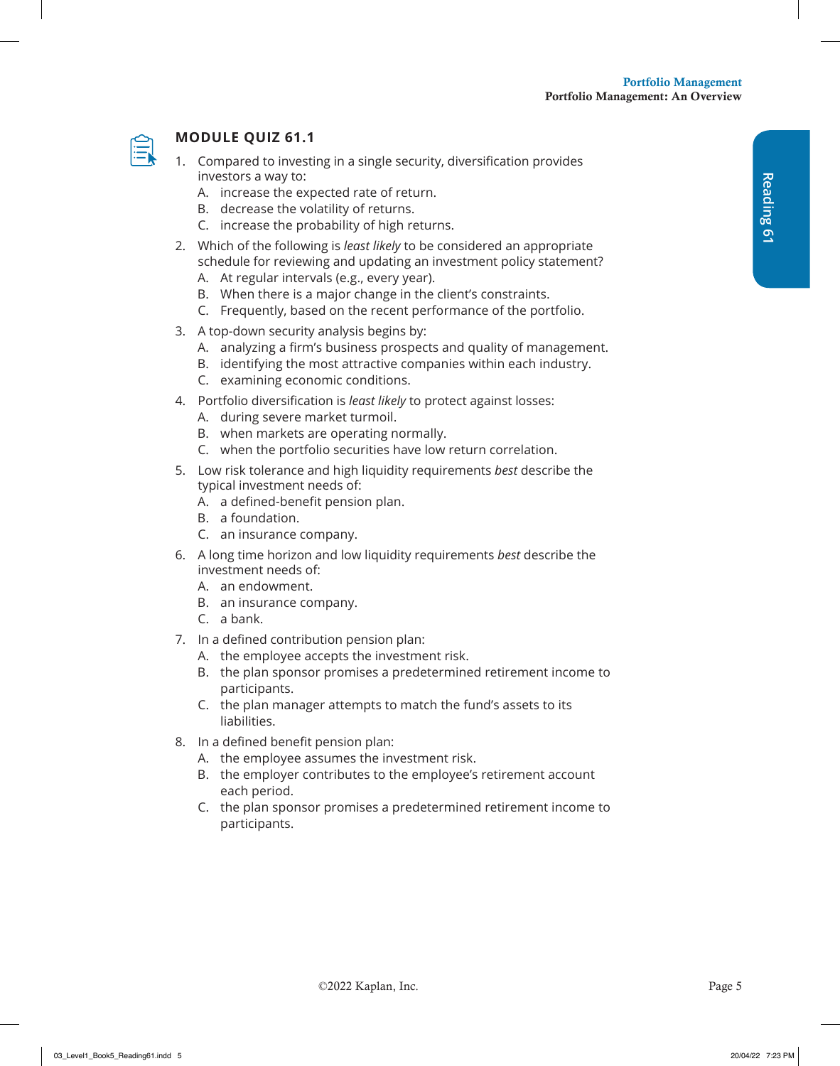## MODULE QUIZ 61.1

1. Compared to investing in a single security, diversification provides investors a way to:
   A. increase the expected rate of return.
   B. decrease the volatility of returns.
   C. increase the probability of high returns.

2. Which of the following is *least likely* to be considered an appropriate schedule for reviewing and updating an investment policy statement?
   A. At regular intervals (e.g., every year).
   B. When there is a major change in the client's constraints.
   C. Frequently, based on the recent performance of the portfolio.

3. A top-down security analysis begins by:
   A. analyzing a firm's business prospects and quality of management.
   B. identifying the most attractive companies within each industry.
   C. examining economic conditions.

4. Portfolio diversification is *least likely* to protect against losses:
   A. during severe market turmoil.
   B. when markets are operating normally.
   C. when the portfolio securities have low return correlation.

5. Low risk tolerance and high liquidity requirements *best* describe the typical investment needs of:
   A. a defined-benefit pension plan.
   B. a foundation.
   C. an insurance company.

6. A long time horizon and low liquidity requirements *best* describe the investment needs of:
   A. an endowment.
   B. an insurance company.
   C. a bank.

7. In a defined contribution pension plan:
   A. the employee accepts the investment risk.
   B. the plan sponsor promises a predetermined retirement income to participants.
   C. the plan manager attempts to match the fund's assets to its liabilities.

8. In a defined benefit pension plan:
   A. the employee assumes the investment risk.
   B. the employer contributes to the employee's retirement account each period.
   C. the plan sponsor promises a predetermined retirement income to participants.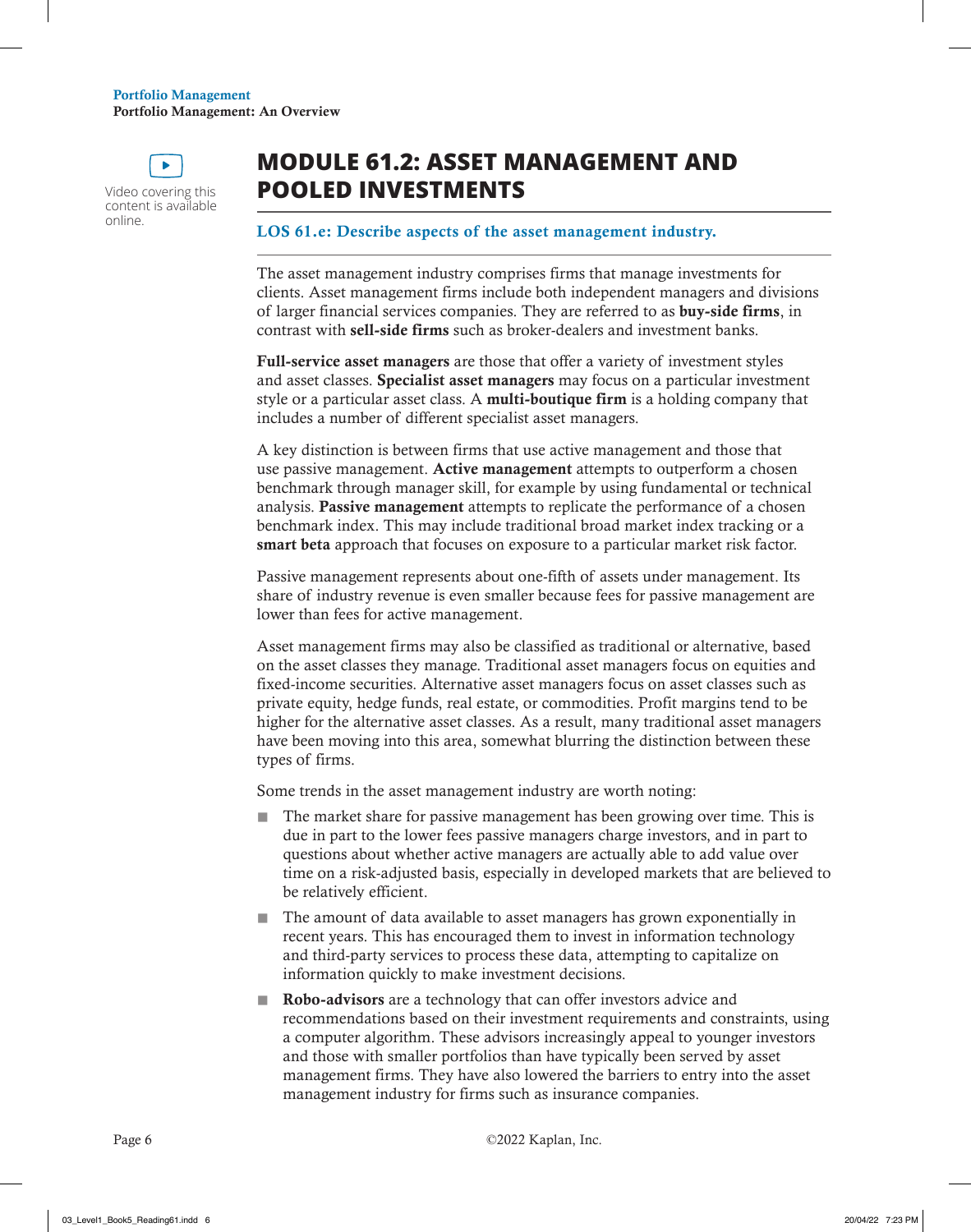## MODULE 61.2: ASSET MANAGEMENT AND POOLED INVESTMENTS

Video covering this content is available online.

### LOS 61.e: Describe aspects of the asset management industry.

The asset management industry comprises firms that manage investments for clients. Asset management firms include both independent managers and divisions of larger financial services companies. They are referred to as **buy-side firms**, in contrast with **sell-side firms** such as broker-dealers and investment banks.

**Full-service asset managers** are those that offer a variety of investment styles and asset classes. **Specialist asset managers** may focus on a particular investment style or a particular asset class. A **multi-boutique firm** is a holding company that includes a number of different specialist asset managers.

A key distinction is between firms that use active management and those that use passive management. **Active management** attempts to outperform a chosen benchmark through manager skill, for example by using fundamental or technical analysis. **Passive management** attempts to replicate the performance of a chosen benchmark index. This may include traditional broad market index tracking or a **smart beta** approach that focuses on exposure to a particular market risk factor.

Passive management represents about one-fifth of assets under management. Its share of industry revenue is even smaller because fees for passive management are lower than fees for active management.

Asset management firms may also be classified as traditional or alternative, based on the asset classes they manage. Traditional asset managers focus on equities and fixed-income securities. Alternative asset managers focus on asset classes such as private equity, hedge funds, real estate, or commodities. Profit margins tend to be higher for the alternative asset classes. As a result, many traditional asset managers have been moving into this area, somewhat blurring the distinction between these types of firms.

Some trends in the asset management industry are worth noting:

- The market share for passive management has been growing over time. This is due in part to the lower fees passive managers charge investors, and in part to questions about whether active managers are actually able to add value over time on a risk-adjusted basis, especially in developed markets that are believed to be relatively efficient.
- The amount of data available to asset managers has grown exponentially in recent years. This has encouraged them to invest in information technology and third-party services to process these data, attempting to capitalize on information quickly to make investment decisions.
- **Robo-advisors** are a technology that can offer investors advice and recommendations based on their investment requirements and constraints, using a computer algorithm. These advisors increasingly appeal to younger investors and those with smaller portfolios than have typically been served by asset management firms. They have also lowered the barriers to entry into the asset management industry for firms such as insurance companies.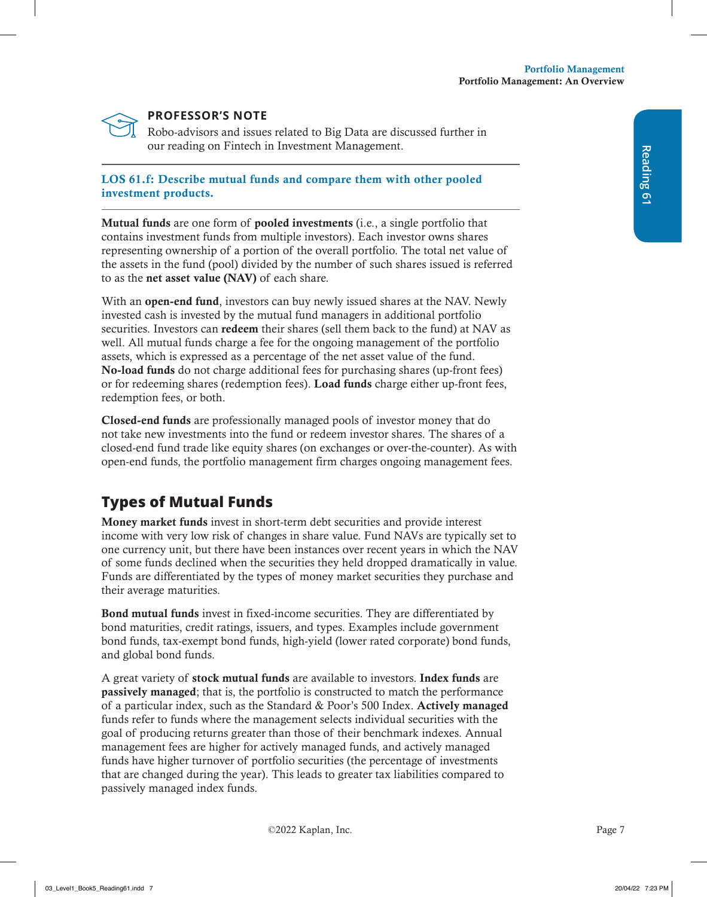**PROFESSOR'S NOTE**

Robo-advisors and issues related to Big Data are discussed further in our reading on Fintech in Investment Management.

**LOS 61.f: Describe mutual funds and compare them with other pooled investment products.**

**Mutual funds** are one form of **pooled investments** (i.e., a single portfolio that contains investment funds from multiple investors). Each investor owns shares representing ownership of a portion of the overall portfolio. The total net value of the assets in the fund (pool) divided by the number of such shares issued is referred to as the **net asset value (NAV)** of each share.

With an **open-end fund**, investors can buy newly issued shares at the NAV. Newly invested cash is invested by the mutual fund managers in additional portfolio securities. Investors can **redeem** their shares (sell them back to the fund) at NAV as well. All mutual funds charge a fee for the ongoing management of the portfolio assets, which is expressed as a percentage of the net asset value of the fund. **No-load funds** do not charge additional fees for purchasing shares (up-front fees) or for redeeming shares (redemption fees). **Load funds** charge either up-front fees, redemption fees, or both.

**Closed-end funds** are professionally managed pools of investor money that do not take new investments into the fund or redeem investor shares. The shares of a closed-end fund trade like equity shares (on exchanges or over-the-counter). As with open-end funds, the portfolio management firm charges ongoing management fees.

## Types of Mutual Funds

**Money market funds** invest in short-term debt securities and provide interest income with very low risk of changes in share value. Fund NAVs are typically set to one currency unit, but there have been instances over recent years in which the NAV of some funds declined when the securities they held dropped dramatically in value. Funds are differentiated by the types of money market securities they purchase and their average maturities.

**Bond mutual funds** invest in fixed-income securities. They are differentiated by bond maturities, credit ratings, issuers, and types. Examples include government bond funds, tax-exempt bond funds, high-yield (lower rated corporate) bond funds, and global bond funds.

A great variety of **stock mutual funds** are available to investors. **Index funds** are **passively managed**; that is, the portfolio is constructed to match the performance of a particular index, such as the Standard & Poor's 500 Index. **Actively managed** funds refer to funds where the management selects individual securities with the goal of producing returns greater than those of their benchmark indexes. Annual management fees are higher for actively managed funds, and actively managed funds have higher turnover of portfolio securities (the percentage of investments that are changed during the year). This leads to greater tax liabilities compared to passively managed index funds.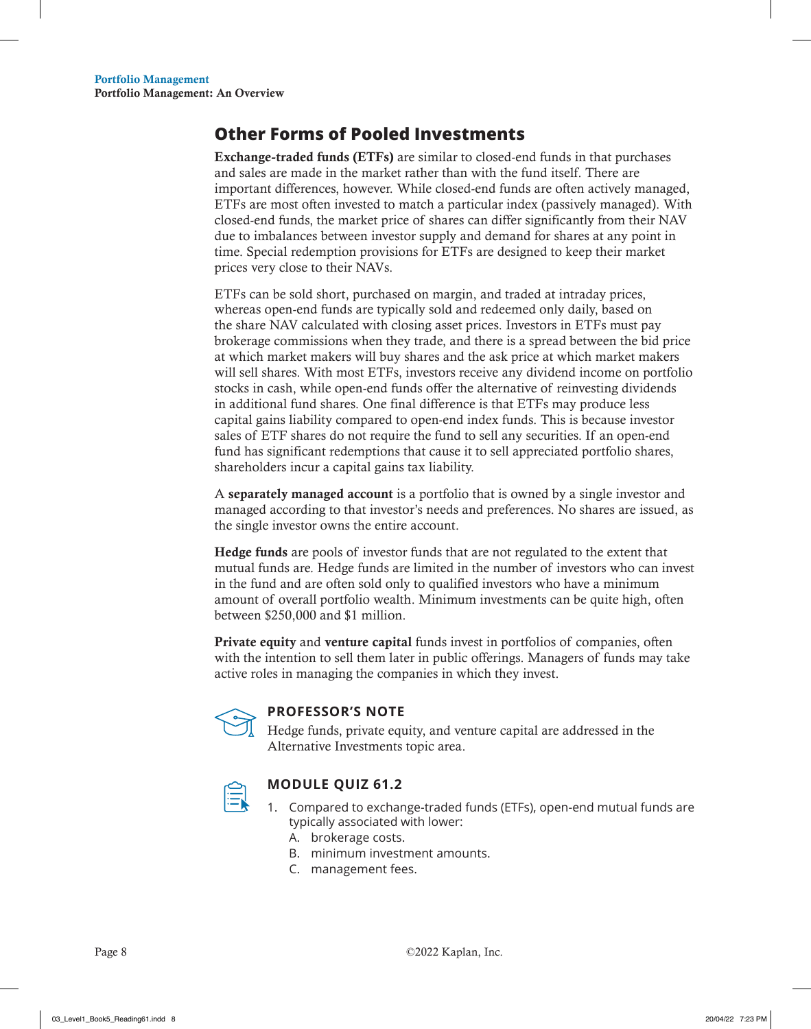## Other Forms of Pooled Investments

**Exchange-traded funds (ETFs)** are similar to closed-end funds in that purchases and sales are made in the market rather than with the fund itself. There are important differences, however. While closed-end funds are often actively managed, ETFs are most often invested to match a particular index (passively managed). With closed-end funds, the market price of shares can differ significantly from their NAV due to imbalances between investor supply and demand for shares at any point in time. Special redemption provisions for ETFs are designed to keep their market prices very close to their NAVs.

ETFs can be sold short, purchased on margin, and traded at intraday prices, whereas open-end funds are typically sold and redeemed only daily, based on the share NAV calculated with closing asset prices. Investors in ETFs must pay brokerage commissions when they trade, and there is a spread between the bid price at which market makers will buy shares and the ask price at which market makers will sell shares. With most ETFs, investors receive any dividend income on portfolio stocks in cash, while open-end funds offer the alternative of reinvesting dividends in additional fund shares. One final difference is that ETFs may produce less capital gains liability compared to open-end index funds. This is because investor sales of ETF shares do not require the fund to sell any securities. If an open-end fund has significant redemptions that cause it to sell appreciated portfolio shares, shareholders incur a capital gains tax liability.

A **separately managed account** is a portfolio that is owned by a single investor and managed according to that investor's needs and preferences. No shares are issued, as the single investor owns the entire account.

**Hedge funds** are pools of investor funds that are not regulated to the extent that mutual funds are. Hedge funds are limited in the number of investors who can invest in the fund and are often sold only to qualified investors who have a minimum amount of overall portfolio wealth. Minimum investments can be quite high, often between $250,000 and $1 million.

**Private equity** and **venture capital** funds invest in portfolios of companies, often with the intention to sell them later in public offerings. Managers of funds may take active roles in managing the companies in which they invest.

**PROFESSOR'S NOTE**

Hedge funds, private equity, and venture capital are addressed in the Alternative Investments topic area.

**MODULE QUIZ 61.2**

1. Compared to exchange-traded funds (ETFs), open-end mutual funds are typically associated with lower:
   - A. brokerage costs.
   - B. minimum investment amounts.
   - C. management fees.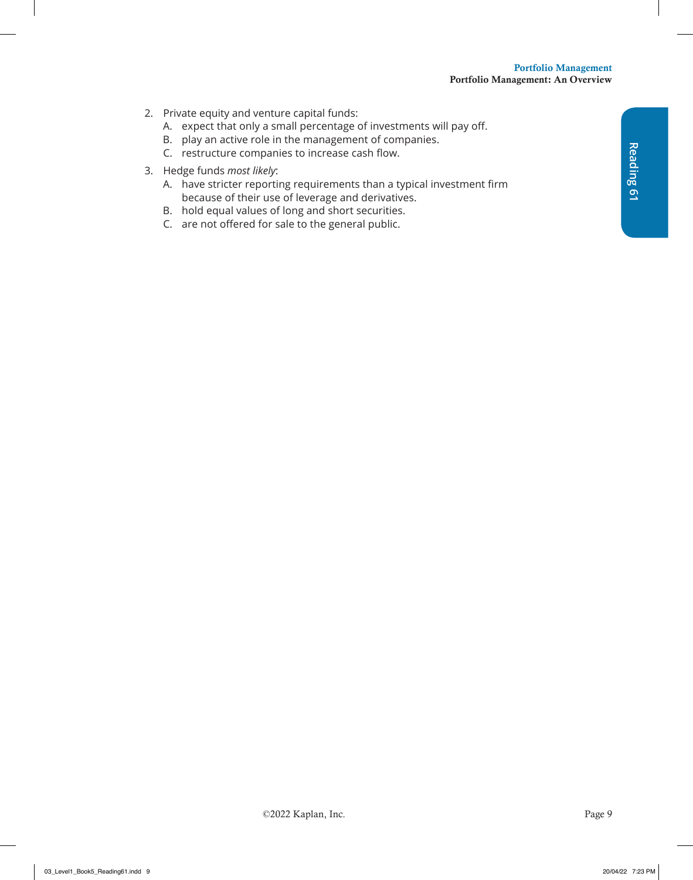2. Private equity and venture capital funds:
   A. expect that only a small percentage of investments will pay off.
   B. play an active role in the management of companies.
   C. restructure companies to increase cash flow.

3. Hedge funds *most likely*:
   A. have stricter reporting requirements than a typical investment firm because of their use of leverage and derivatives.
   B. hold equal values of long and short securities.
   C. are not offered for sale to the general public.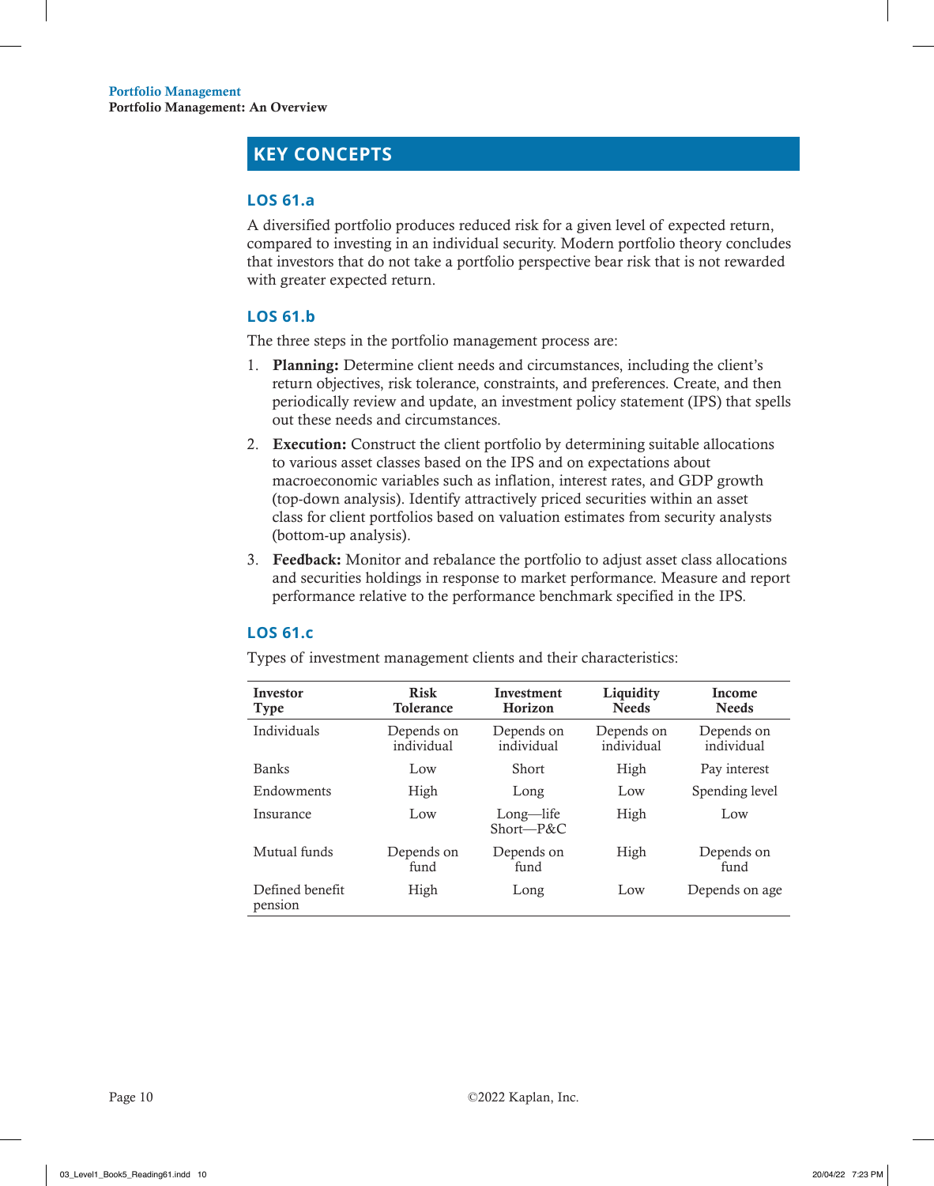## KEY CONCEPTS

### LOS 61.a

A diversified portfolio produces reduced risk for a given level of expected return, compared to investing in an individual security. Modern portfolio theory concludes that investors that do not take a portfolio perspective bear risk that is not rewarded with greater expected return.

### LOS 61.b

The three steps in the portfolio management process are:

1. **Planning:** Determine client needs and circumstances, including the client's return objectives, risk tolerance, constraints, and preferences. Create, and then periodically review and update, an investment policy statement (IPS) that spells out these needs and circumstances.
2. **Execution:** Construct the client portfolio by determining suitable allocations to various asset classes based on the IPS and on expectations about macroeconomic variables such as inflation, interest rates, and GDP growth (top-down analysis). Identify attractively priced securities within an asset class for client portfolios based on valuation estimates from security analysts (bottom-up analysis).
3. **Feedback:** Monitor and rebalance the portfolio to adjust asset class allocations and securities holdings in response to market performance. Measure and report performance relative to the performance benchmark specified in the IPS.

### LOS 61.c

Types of investment management clients and their characteristics:

| Investor Type | Risk Tolerance | Investment Horizon | Liquidity Needs | Income Needs |
|---|---|---|---|---|
| Individuals | Depends on individual | Depends on individual | Depends on individual | Depends on individual |
| Banks | Low | Short | High | Pay interest |
| Endowments | High | Long | Low | Spending level |
| Insurance | Low | Long—life Short—P&C | High | Low |
| Mutual funds | Depends on fund | Depends on fund | High | Depends on fund |
| Defined benefit pension | High | Long | Low | Depends on age |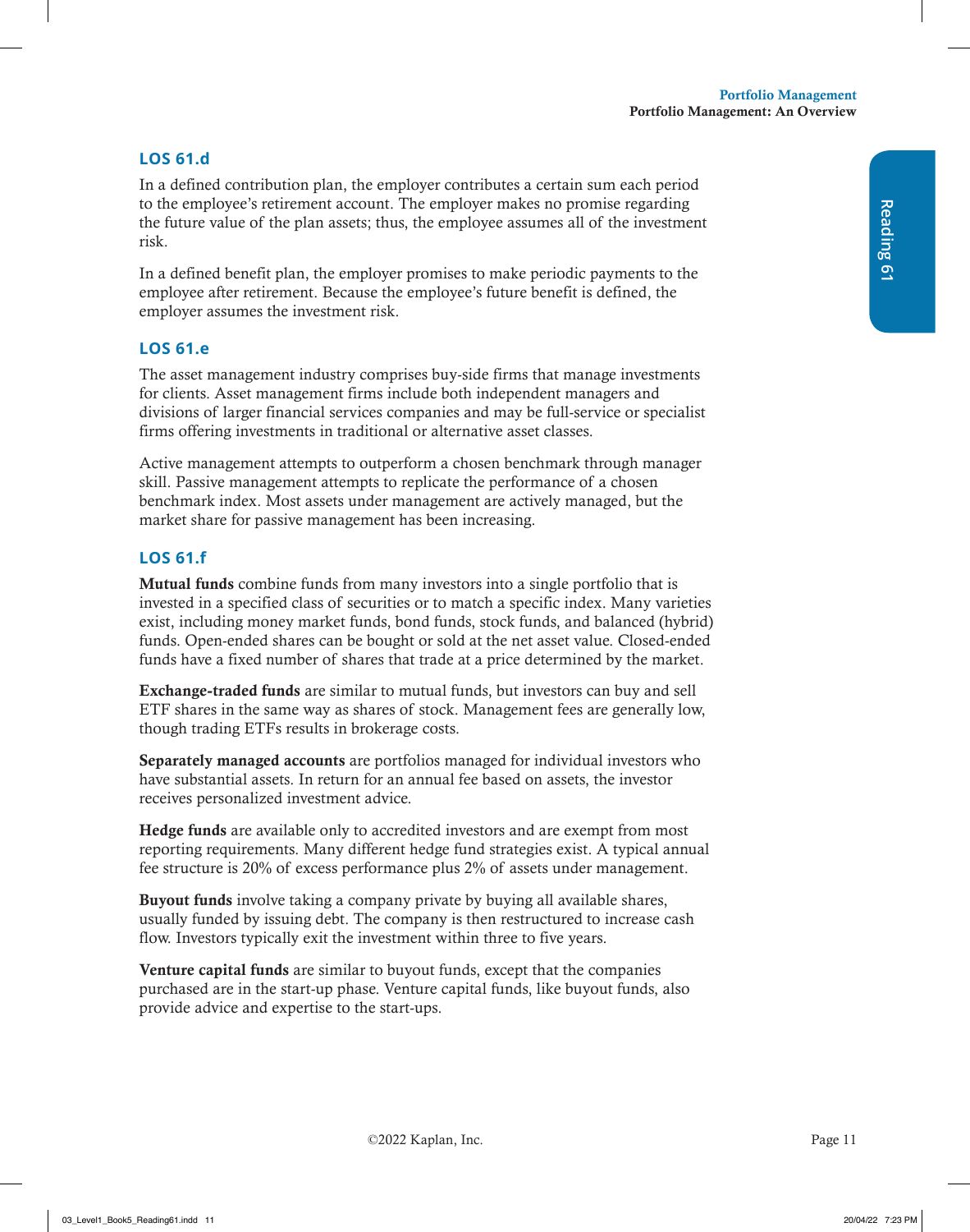### LOS 61.d

In a defined contribution plan, the employer contributes a certain sum each period to the employee's retirement account. The employer makes no promise regarding the future value of the plan assets; thus, the employee assumes all of the investment risk.

In a defined benefit plan, the employer promises to make periodic payments to the employee after retirement. Because the employee's future benefit is defined, the employer assumes the investment risk.

### LOS 61.e

The asset management industry comprises buy-side firms that manage investments for clients. Asset management firms include both independent managers and divisions of larger financial services companies and may be full-service or specialist firms offering investments in traditional or alternative asset classes.

Active management attempts to outperform a chosen benchmark through manager skill. Passive management attempts to replicate the performance of a chosen benchmark index. Most assets under management are actively managed, but the market share for passive management has been increasing.

### LOS 61.f

**Mutual funds** combine funds from many investors into a single portfolio that is invested in a specified class of securities or to match a specific index. Many varieties exist, including money market funds, bond funds, stock funds, and balanced (hybrid) funds. Open-ended shares can be bought or sold at the net asset value. Closed-ended funds have a fixed number of shares that trade at a price determined by the market.

**Exchange-traded funds** are similar to mutual funds, but investors can buy and sell ETF shares in the same way as shares of stock. Management fees are generally low, though trading ETFs results in brokerage costs.

**Separately managed accounts** are portfolios managed for individual investors who have substantial assets. In return for an annual fee based on assets, the investor receives personalized investment advice.

**Hedge funds** are available only to accredited investors and are exempt from most reporting requirements. Many different hedge fund strategies exist. A typical annual fee structure is 20% of excess performance plus 2% of assets under management.

**Buyout funds** involve taking a company private by buying all available shares, usually funded by issuing debt. The company is then restructured to increase cash flow. Investors typically exit the investment within three to five years.

**Venture capital funds** are similar to buyout funds, except that the companies purchased are in the start-up phase. Venture capital funds, like buyout funds, also provide advice and expertise to the start-ups.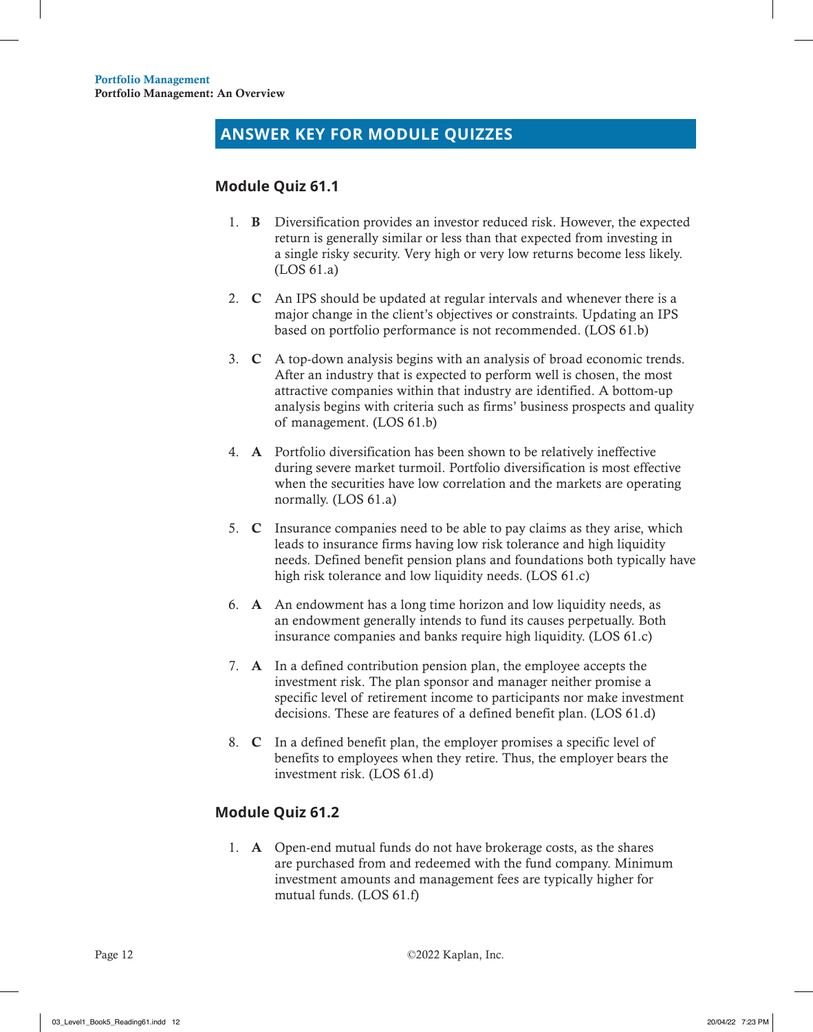## ANSWER KEY FOR MODULE QUIZZES

### Module Quiz 61.1

1. **B** Diversification provides an investor reduced risk. However, the expected return is generally similar or less than that expected from investing in a single risky security. Very high or very low returns become less likely. (LOS 61.a)

2. **C** An IPS should be updated at regular intervals and whenever there is a major change in the client's objectives or constraints. Updating an IPS based on portfolio performance is not recommended. (LOS 61.b)

3. **C** A top-down analysis begins with an analysis of broad economic trends. After an industry that is expected to perform well is chosen, the most attractive companies within that industry are identified. A bottom-up analysis begins with criteria such as firms' business prospects and quality of management. (LOS 61.b)

4. **A** Portfolio diversification has been shown to be relatively ineffective during severe market turmoil. Portfolio diversification is most effective when the securities have low correlation and the markets are operating normally. (LOS 61.a)

5. **C** Insurance companies need to be able to pay claims as they arise, which leads to insurance firms having low risk tolerance and high liquidity needs. Defined benefit pension plans and foundations both typically have high risk tolerance and low liquidity needs. (LOS 61.c)

6. **A** An endowment has a long time horizon and low liquidity needs, as an endowment generally intends to fund its causes perpetually. Both insurance companies and banks require high liquidity. (LOS 61.c)

7. **A** In a defined contribution pension plan, the employee accepts the investment risk. The plan sponsor and manager neither promise a specific level of retirement income to participants nor make investment decisions. These are features of a defined benefit plan. (LOS 61.d)

8. **C** In a defined benefit plan, the employer promises a specific level of benefits to employees when they retire. Thus, the employer bears the investment risk. (LOS 61.d)

### Module Quiz 61.2

1. **A** Open-end mutual funds do not have brokerage costs, as the shares are purchased from and redeemed with the fund company. Minimum investment amounts and management fees are typically higher for mutual funds. (LOS 61.f)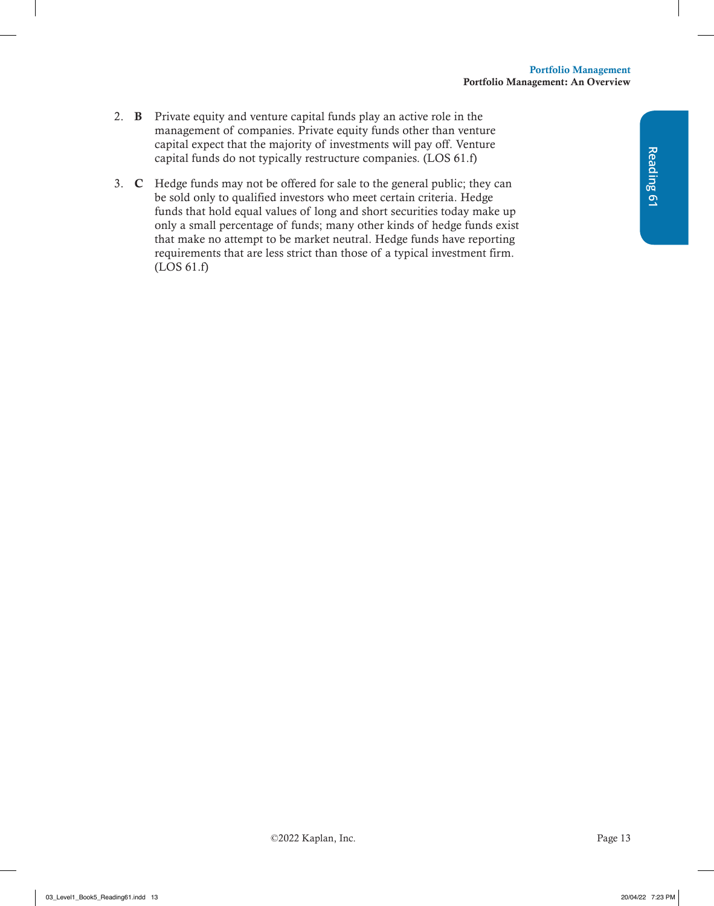2. **B** Private equity and venture capital funds play an active role in the management of companies. Private equity funds other than venture capital expect that the majority of investments will pay off. Venture capital funds do not typically restructure companies. (LOS 61.f)

3. **C** Hedge funds may not be offered for sale to the general public; they can be sold only to qualified investors who meet certain criteria. Hedge funds that hold equal values of long and short securities today make up only a small percentage of funds; many other kinds of hedge funds exist that make no attempt to be market neutral. Hedge funds have reporting requirements that are less strict than those of a typical investment firm. (LOS 61.f)